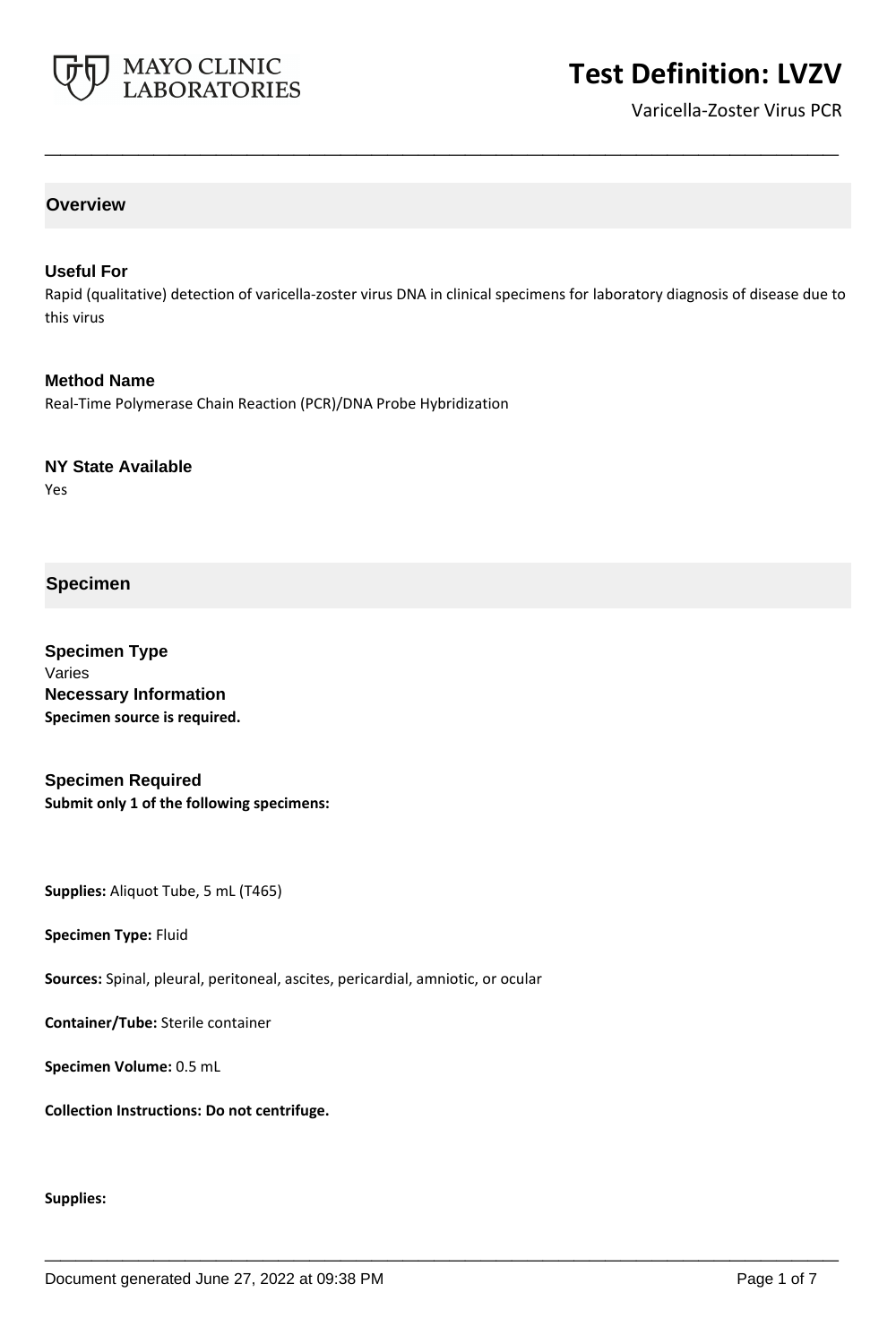# Test Definition: LVZV

Varicella-Zoster Virus PCR

## Overview

### Useful For

Rapid (qualitative) detection of varicella-zoster virus DNA in clinical specimens for laboratory diagnosis of disease due to this virus

### Method Name

Real-Time Polymerase Chain Reaction (PCR)/DNA Probe Hybridization

### NY State Available

Yes

## Specimen

### Specimen Type

Varies

### Necessary Information

**Specimen source is required.**

### Specimen Required

**Submit only 1 of the following specimens:**

**Supplies:** Aliquot Tube, 5 mL (T465)

**Specimen Type:** Fluid

**Sources:** Spinal, pleural, peritoneal, ascites, pericardial, amniotic, or ocular

**Container/Tube:** Sterile container

**Specimen Volume:** 0.5 mL

**Collection Instructions: Do not centrifuge.**

**Supplies:**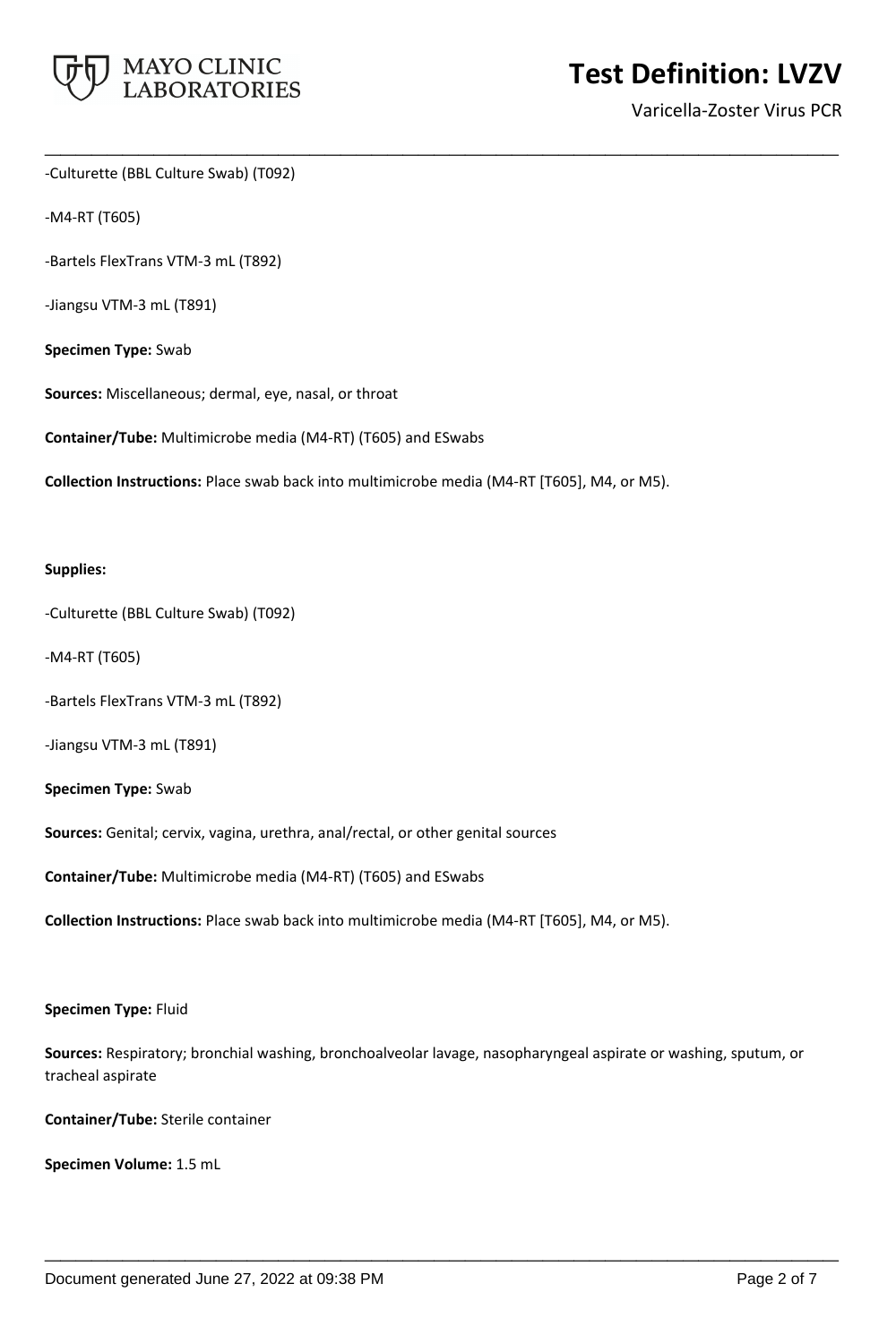-Culturette (BBL Culture Swab) (T092)

-M4-RT (T605)

-Bartels FlexTrans VTM-3 mL (T892)

-Jiangsu VTM-3 mL (T891)

**Specimen Type:** Swab

**Sources:** Miscellaneous; dermal, eye, nasal, or throat

**Container/Tube:** Multimicrobe media (M4-RT) (T605) and ESwabs

**Collection Instructions:** Place swab back into multimicrobe media (M4-RT [T605], M4, or M5).

**Supplies:**

-Culturette (BBL Culture Swab) (T092)

-M4-RT (T605)

-Bartels FlexTrans VTM-3 mL (T892)

-Jiangsu VTM-3 mL (T891)

**Specimen Type:** Swab

**Sources:** Genital; cervix, vagina, urethra, anal/rectal, or other genital sources

**Container/Tube:** Multimicrobe media (M4-RT) (T605) and ESwabs

**Collection Instructions:** Place swab back into multimicrobe media (M4-RT [T605], M4, or M5).

**Specimen Type:** Fluid

**Sources:** Respiratory; bronchial washing, bronchoalveolar lavage, nasopharyngeal aspirate or washing, sputum, or tracheal aspirate

**Container/Tube:** Sterile container

**Specimen Volume:** 1.5 mL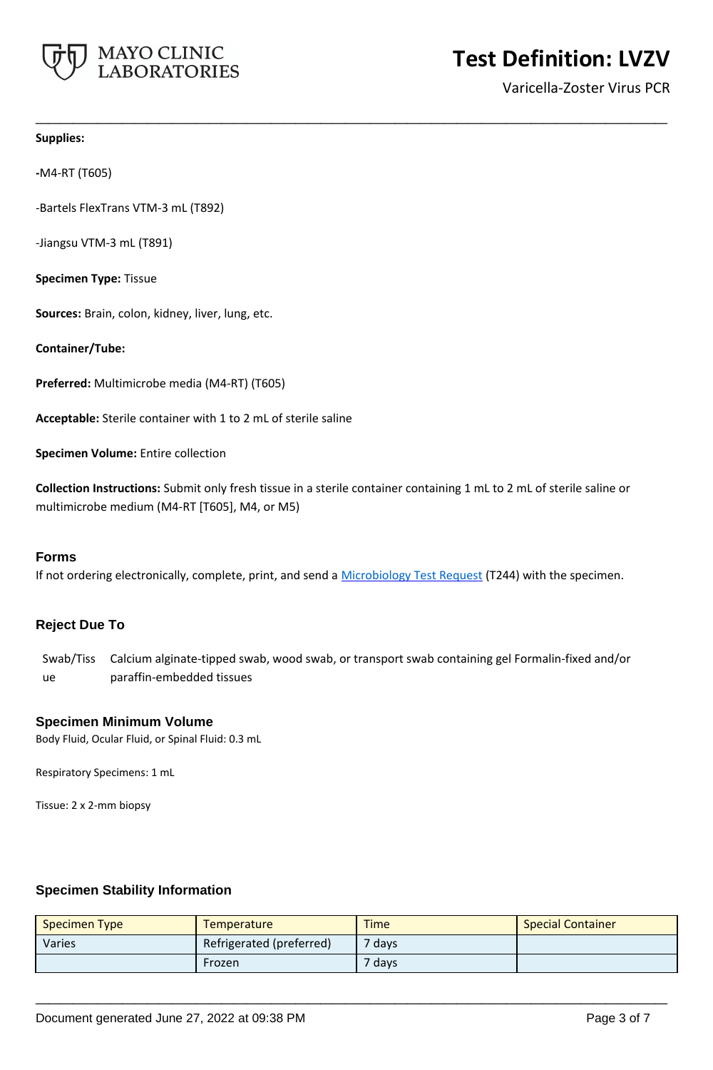**Supplies:**

-M4-RT (T605)

-Bartels FlexTrans VTM-3 mL (T892)

-Jiangsu VTM-3 mL (T891)

**Specimen Type:** Tissue

**Sources:** Brain, colon, kidney, liver, lung, etc.

**Container/Tube:**

**Preferred:** Multimicrobe media (M4-RT) (T605)

**Acceptable:** Sterile container with 1 to 2 mL of sterile saline

**Specimen Volume:** Entire collection

**Collection Instructions:** Submit only fresh tissue in a sterile container containing 1 mL to 2 mL of sterile saline or multimicrobe medium (M4-RT [T605], M4, or M5)

## Forms

If not ordering electronically, complete, print, and send a Microbiology Test Request (T244) with the specimen.

## Reject Due To

| | |
|---|---|
| Swab/Tissue | Calcium alginate-tipped swab, wood swab, or transport swab containing gel Formalin-fixed and/or paraffin-embedded tissues |

## Specimen Minimum Volume

Body Fluid, Ocular Fluid, or Spinal Fluid: 0.3 mL

Respiratory Specimens: 1 mL

Tissue: 2 x 2-mm biopsy

## Specimen Stability Information

| Specimen Type | Temperature | Time | Special Container |
|---|---|---|---|
| Varies | Refrigerated (preferred) | 7 days | |
| | Frozen | 7 days | |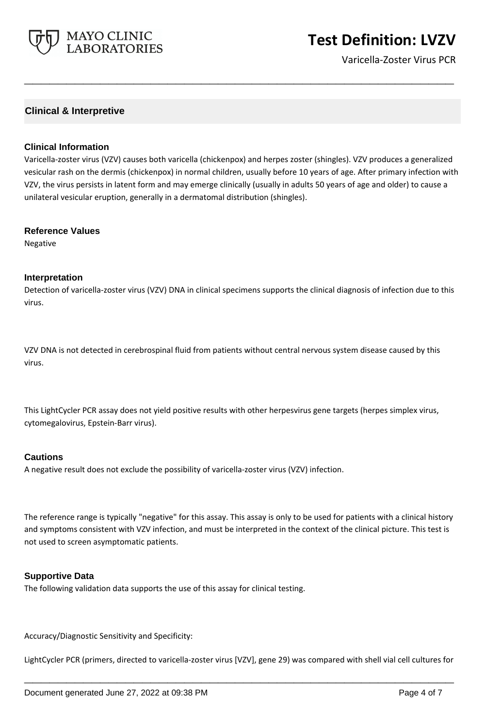## Clinical & Interpretive

### Clinical Information

Varicella-zoster virus (VZV) causes both varicella (chickenpox) and herpes zoster (shingles). VZV produces a generalized vesicular rash on the dermis (chickenpox) in normal children, usually before 10 years of age. After primary infection with VZV, the virus persists in latent form and may emerge clinically (usually in adults 50 years of age and older) to cause a unilateral vesicular eruption, generally in a dermatomal distribution (shingles).

### Reference Values

Negative

### Interpretation

Detection of varicella-zoster virus (VZV) DNA in clinical specimens supports the clinical diagnosis of infection due to this virus.

VZV DNA is not detected in cerebrospinal fluid from patients without central nervous system disease caused by this virus.

This LightCycler PCR assay does not yield positive results with other herpesvirus gene targets (herpes simplex virus, cytomegalovirus, Epstein-Barr virus).

### Cautions

A negative result does not exclude the possibility of varicella-zoster virus (VZV) infection.

The reference range is typically "negative" for this assay. This assay is only to be used for patients with a clinical history and symptoms consistent with VZV infection, and must be interpreted in the context of the clinical picture. This test is not used to screen asymptomatic patients.

### Supportive Data

The following validation data supports the use of this assay for clinical testing.

Accuracy/Diagnostic Sensitivity and Specificity:

LightCycler PCR (primers, directed to varicella-zoster virus [VZV], gene 29) was compared with shell vial cell cultures for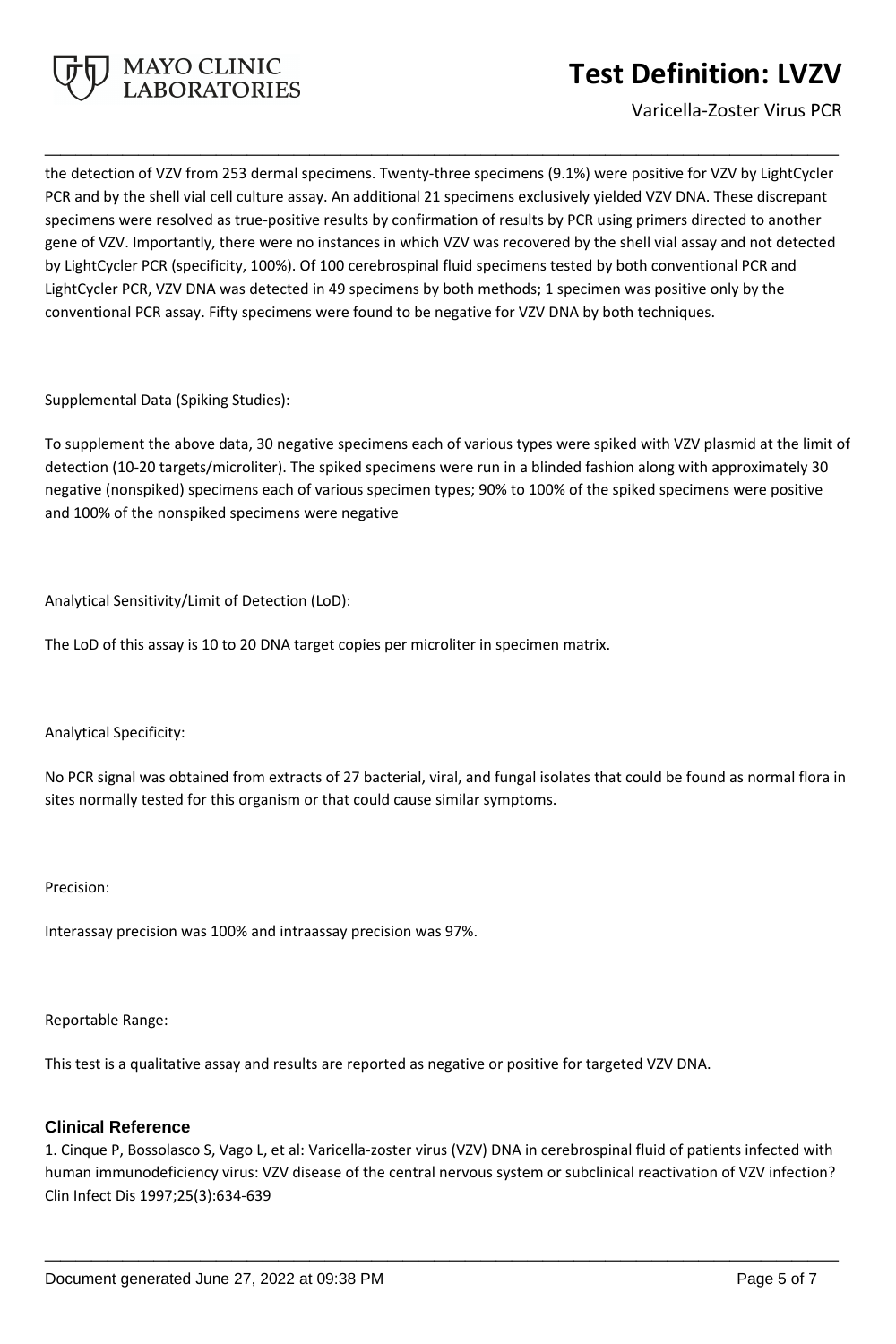the detection of VZV from 253 dermal specimens. Twenty-three specimens (9.1%) were positive for VZV by LightCycler PCR and by the shell vial cell culture assay. An additional 21 specimens exclusively yielded VZV DNA. These discrepant specimens were resolved as true-positive results by confirmation of results by PCR using primers directed to another gene of VZV. Importantly, there were no instances in which VZV was recovered by the shell vial assay and not detected by LightCycler PCR (specificity, 100%). Of 100 cerebrospinal fluid specimens tested by both conventional PCR and LightCycler PCR, VZV DNA was detected in 49 specimens by both methods; 1 specimen was positive only by the conventional PCR assay. Fifty specimens were found to be negative for VZV DNA by both techniques.

Supplemental Data (Spiking Studies):

To supplement the above data, 30 negative specimens each of various types were spiked with VZV plasmid at the limit of detection (10-20 targets/microliter). The spiked specimens were run in a blinded fashion along with approximately 30 negative (nonspiked) specimens each of various specimen types; 90% to 100% of the spiked specimens were positive and 100% of the nonspiked specimens were negative

Analytical Sensitivity/Limit of Detection (LoD):

The LoD of this assay is 10 to 20 DNA target copies per microliter in specimen matrix.

Analytical Specificity:

No PCR signal was obtained from extracts of 27 bacterial, viral, and fungal isolates that could be found as normal flora in sites normally tested for this organism or that could cause similar symptoms.

Precision:

Interassay precision was 100% and intraassay precision was 97%.

Reportable Range:

This test is a qualitative assay and results are reported as negative or positive for targeted VZV DNA.

## Clinical Reference

1. Cinque P, Bossolasco S, Vago L, et al: Varicella-zoster virus (VZV) DNA in cerebrospinal fluid of patients infected with human immunodeficiency virus: VZV disease of the central nervous system or subclinical reactivation of VZV infection? Clin Infect Dis 1997;25(3):634-639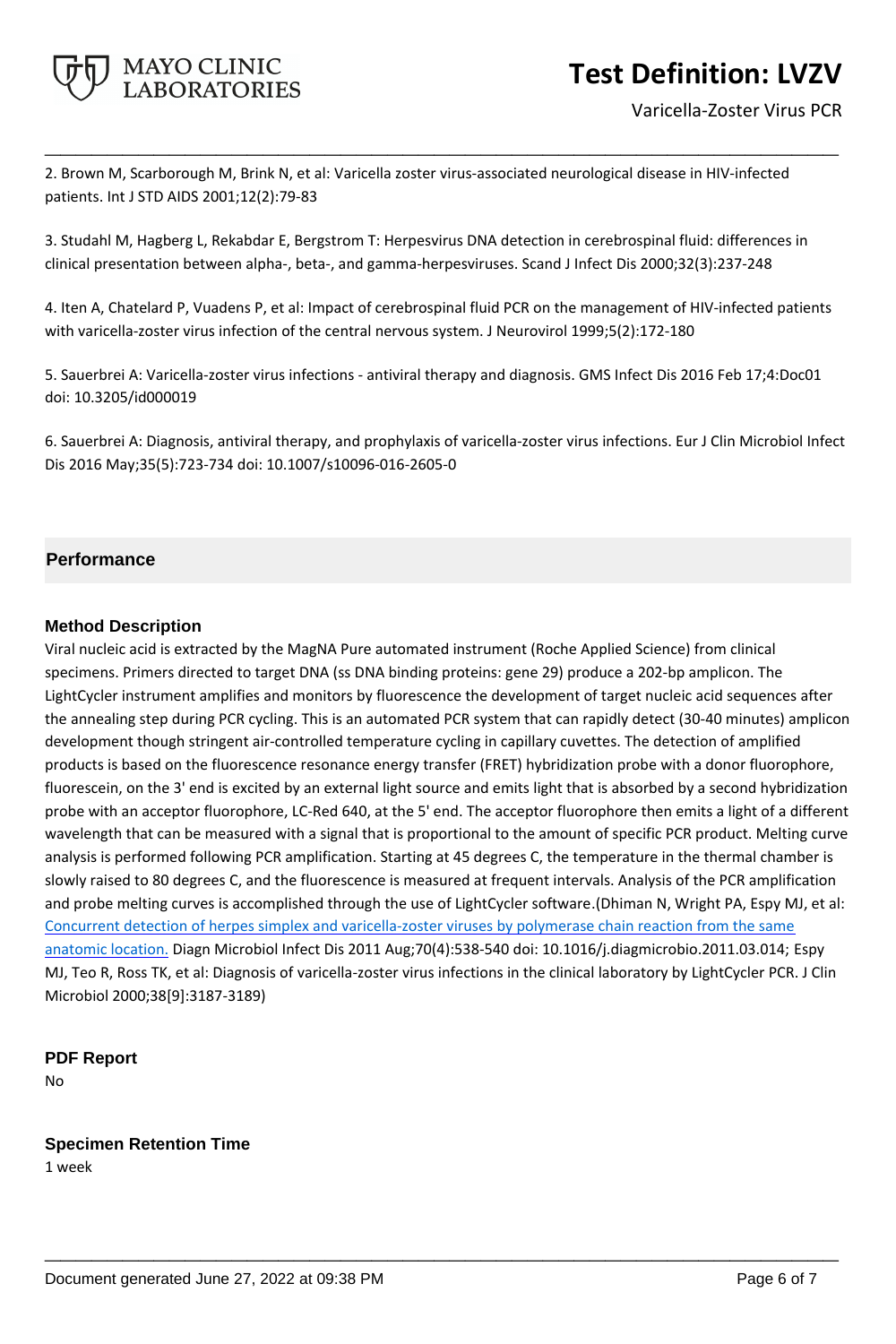2. Brown M, Scarborough M, Brink N, et al: Varicella zoster virus-associated neurological disease in HIV-infected patients. Int J STD AIDS 2001;12(2):79-83

3. Studahl M, Hagberg L, Rekabdar E, Bergstrom T: Herpesvirus DNA detection in cerebrospinal fluid: differences in clinical presentation between alpha-, beta-, and gamma-herpesviruses. Scand J Infect Dis 2000;32(3):237-248

4. Iten A, Chatelard P, Vuadens P, et al: Impact of cerebrospinal fluid PCR on the management of HIV-infected patients with varicella-zoster virus infection of the central nervous system. J Neurovirol 1999;5(2):172-180

5. Sauerbrei A: Varicella-zoster virus infections - antiviral therapy and diagnosis. GMS Infect Dis 2016 Feb 17;4:Doc01 doi: 10.3205/id000019

6. Sauerbrei A: Diagnosis, antiviral therapy, and prophylaxis of varicella-zoster virus infections. Eur J Clin Microbiol Infect Dis 2016 May;35(5):723-734 doi: 10.1007/s10096-016-2605-0

## Performance

### Method Description

Viral nucleic acid is extracted by the MagNA Pure automated instrument (Roche Applied Science) from clinical specimens. Primers directed to target DNA (ss DNA binding proteins: gene 29) produce a 202-bp amplicon. The LightCycler instrument amplifies and monitors by fluorescence the development of target nucleic acid sequences after the annealing step during PCR cycling. This is an automated PCR system that can rapidly detect (30-40 minutes) amplicon development though stringent air-controlled temperature cycling in capillary cuvettes. The detection of amplified products is based on the fluorescence resonance energy transfer (FRET) hybridization probe with a donor fluorophore, fluorescein, on the 3' end is excited by an external light source and emits light that is absorbed by a second hybridization probe with an acceptor fluorophore, LC-Red 640, at the 5' end. The acceptor fluorophore then emits a light of a different wavelength that can be measured with a signal that is proportional to the amount of specific PCR product. Melting curve analysis is performed following PCR amplification. Starting at 45 degrees C, the temperature in the thermal chamber is slowly raised to 80 degrees C, and the fluorescence is measured at frequent intervals. Analysis of the PCR amplification and probe melting curves is accomplished through the use of LightCycler software.(Dhiman N, Wright PA, Espy MJ, et al: Concurrent detection of herpes simplex and varicella-zoster viruses by polymerase chain reaction from the same anatomic location. Diagn Microbiol Infect Dis 2011 Aug;70(4):538-540 doi: 10.1016/j.diagmicrobio.2011.03.014; Espy MJ, Teo R, Ross TK, et al: Diagnosis of varicella-zoster virus infections in the clinical laboratory by LightCycler PCR. J Clin Microbiol 2000;38[9]:3187-3189)

### PDF Report

No

### Specimen Retention Time

1 week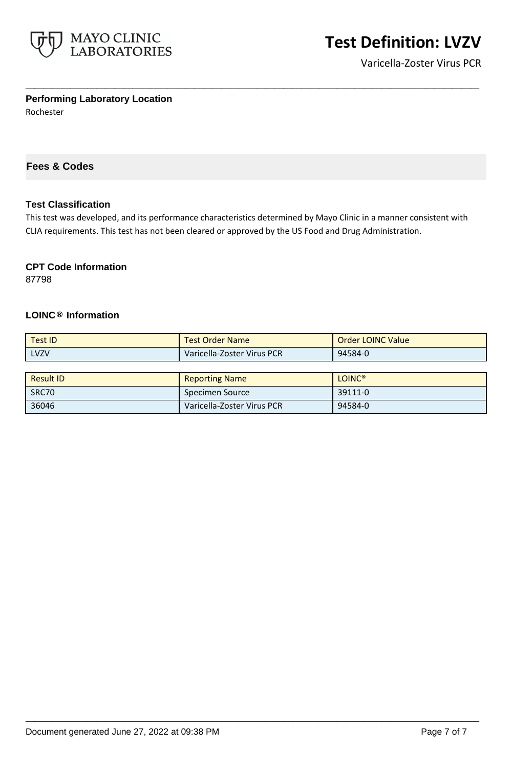**Performing Laboratory Location**

Rochester

## Fees & Codes

**Test Classification**

This test was developed, and its performance characteristics determined by Mayo Clinic in a manner consistent with CLIA requirements. This test has not been cleared or approved by the US Food and Drug Administration.

**CPT Code Information**

87798

**LOINC® Information**

| Test ID | Test Order Name | Order LOINC Value |
|---|---|---|
| LVZV | Varicella-Zoster Virus PCR | 94584-0 |

| Result ID | Reporting Name | LOINC® |
|---|---|---|
| SRC70 | Specimen Source | 39111-0 |
| 36046 | Varicella-Zoster Virus PCR | 94584-0 |